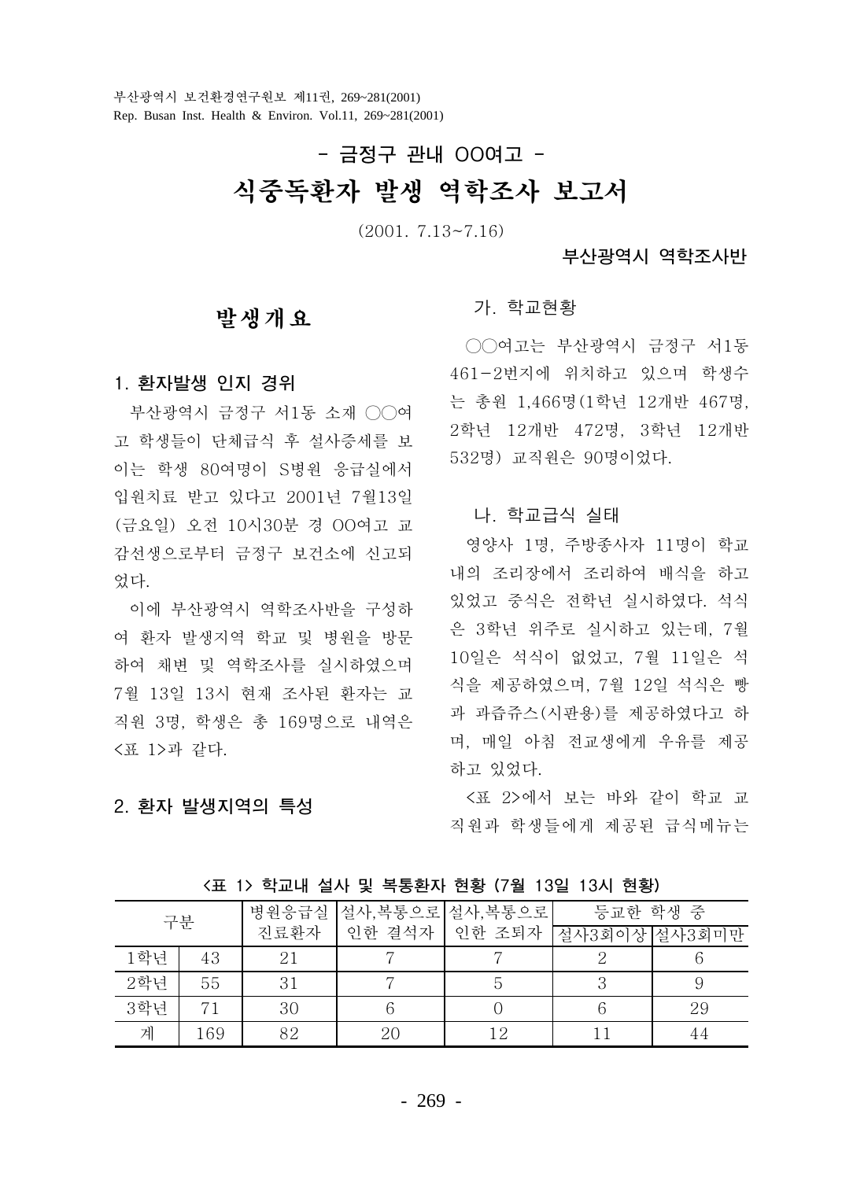# - 금정구 관내 OO여고 -

# 식중독환자 발생 역학조사 보고서

(2001. 7.13~7.16)

**부산광역시 역학조사반**

## 발생개요

### 1. 환자발생 인지 경위

부산광역시 금정구 서1동 소재 ◯◯여고 학생들이 단체급식 후 설사증세를 보이는 학생 80여명이 S병원 응급실에서 입원치료 받고 있다고 2001년 7월13일(금요일) 오전 10시30분 경 OO여고 교감선생으로부터 금정구 보건소에 신고되었다.

이에 부산광역시 역학조사반을 구성하여 환자 발생지역 학교 및 병원을 방문하여 채변 및 역학조사를 실시하였으며 7월 13일 13시 현재 조사된 환자는 교직원 3명, 학생은 총 169명으로 내역은 <표 1>과 같다.

### 2. 환자 발생지역의 특성

#### 가. 학교현황

◯◯여고는 부산광역시 금정구 서1동 461-2번지에 위치하고 있으며 학생수는 총원 1,466명(1학년 12개반 467명, 2학년 12개반 472명, 3학년 12개반 532명) 교직원은 90명이었다.

#### 나. 학교급식 실태

영양사 1명, 주방종사자 11명이 학교내의 조리장에서 조리하여 배식을 하고 있었고 중식은 전학년 실시하였다. 석식은 3학년 위주로 실시하고 있는데, 7월 10일은 석식이 없었고, 7월 11일은 석식을 제공하였으며, 7월 12일 석식은 빵과 과즙쥬스(시판용)를 제공하였다고 하며, 매일 아침 전교생에게 우유를 제공하고 있었다.

<표 2>에서 보는 바와 같이 학교 교직원과 학생들에게 제공된 급식메뉴는

**<표 1> 학교내 설사 및 복통환자 현황 (7월 13일 13시 현황)**

| 구분 | | 병원응급실 진료환자 | 설사,복통으로 인한 결석자 | 설사,복통으로 인한 조퇴자 | 등교한 학생 중 | |
|---|---|---|---|---|---|---|
| | | | | | 설사3회이상 | 설사3회미만 |
| 1학년 | 43 | 21 | 7 | 7 | 2 | 6 |
| 2학년 | 55 | 31 | 7 | 5 | 3 | 9 |
| 3학년 | 71 | 30 | 6 | 0 | 6 | 29 |
| 계 | 169 | 82 | 20 | 12 | 11 | 44 |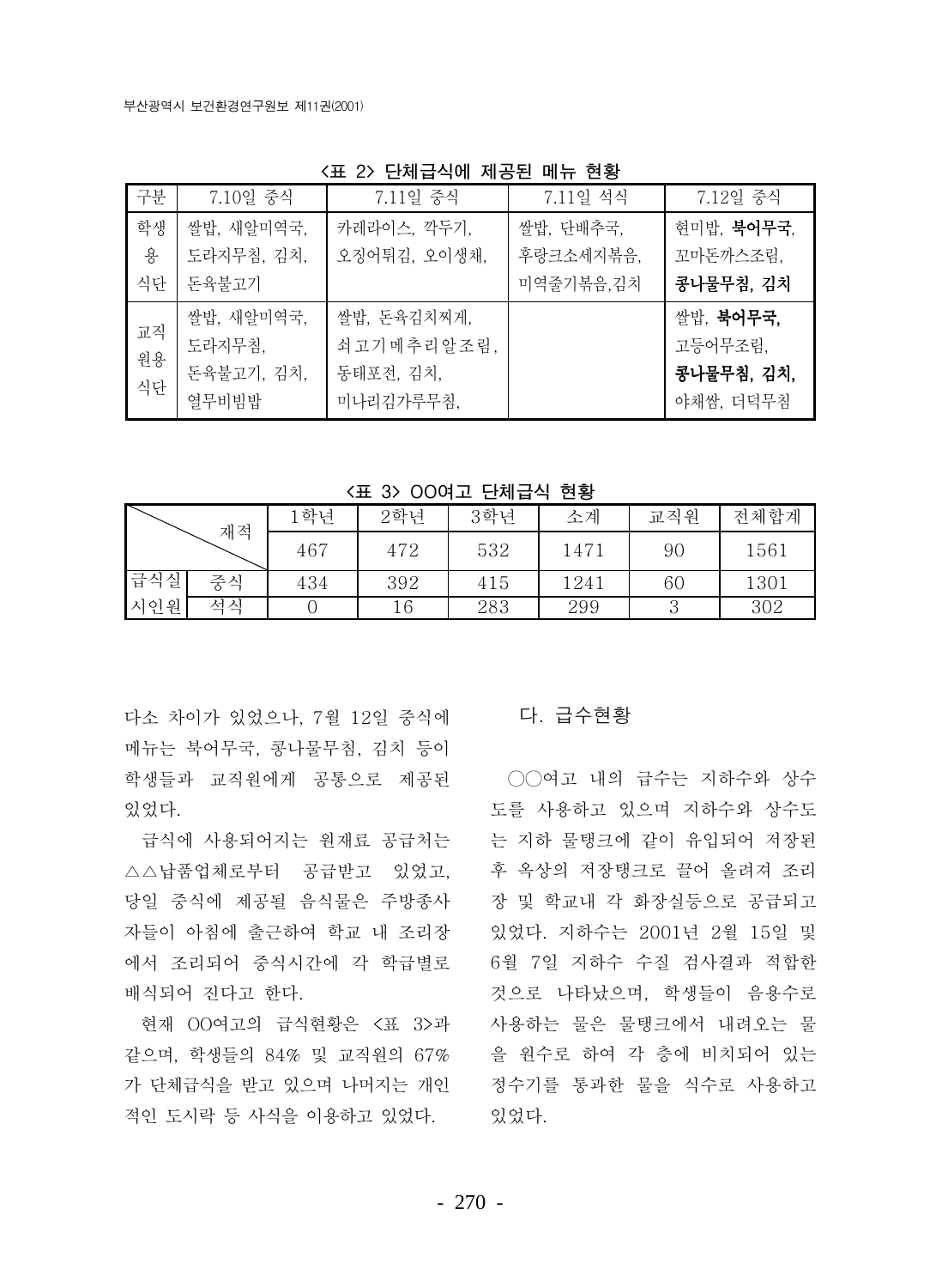<표 2> 단체급식에 제공된 메뉴 현황

| 구분 | 7.10일 중식 | 7.11일 중식 | 7.11일 석식 | 7.12일 중식 |
|---|---|---|---|---|
| 학생용 식단 | 쌀밥, 새알미역국, 도라지무침, 김치, 돈육불고기 | 카레라이스, 깍두기, 오징어튀김, 오이생채, | 쌀밥, 단배추국, 후랑크소세지볶음, 미역줄기볶음,김치 | 현미밥, **북어무국**, 꼬마돈까스조림, **콩나물무침, 김치** |
| 교직원용 식단 | 쌀밥, 새알미역국, 도라지무침, 돈육불고기, 김치, 열무비빔밥 | 쌀밥, 돈육김치찌게, 쇠고기메추리알조림, 동태포전, 김치, 미나리김가루무침, | | 쌀밥, **북어무국,** 고등어무조림, **콩나물무침, 김치,** 야채쌈, 더덕무침 |

<표 3> OO여고 단체급식 현황

| | | 1학년 | 2학년 | 3학년 | 소계 | 교직원 | 전체합계 |
|---|---|---|---|---|---|---|---|
| 재적 | | 467 | 472 | 532 | 1471 | 90 | 1561 |
| 급식실 시인원 | 중식 | 434 | 392 | 415 | 1241 | 60 | 1301 |
| | 석식 | 0 | 16 | 283 | 299 | 3 | 302 |

다소 차이가 있었으나, 7월 12일 중식에 메뉴는 북어무국, 콩나물무침, 김치 등이 학생들과 교직원에게 공통으로 제공된 있었다.

급식에 사용되어지는 원재료 공급처는 △△납품업체로부터 공급받고 있었고, 당일 중식에 제공될 음식물은 주방종사자들이 아침에 출근하여 학교 내 조리장에서 조리되어 중식시간에 각 학급별로 배식되어 진다고 한다.

현재 OO여고의 급식현황은 <표 3>과 같으며, 학생들의 84% 및 교직원의 67%가 단체급식을 받고 있으며 나머지는 개인적인 도시락 등 사식을 이용하고 있었다.

### 다. 급수현황

○○여고 내의 급수는 지하수와 상수도를 사용하고 있으며 지하수와 상수도는 지하 물탱크에 같이 유입되어 저장된 후 옥상의 저장탱크로 끌어 올려져 조리장 및 학교내 각 화장실등으로 공급되고 있었다. 지하수는 2001년 2월 15일 및 6월 7일 지하수 수질 검사결과 적합한 것으로 나타났으며, 학생들이 음용수로 사용하는 물은 물탱크에서 내려오는 물을 원수로 하여 각 층에 비치되어 있는 정수기를 통과한 물을 식수로 사용하고 있었다.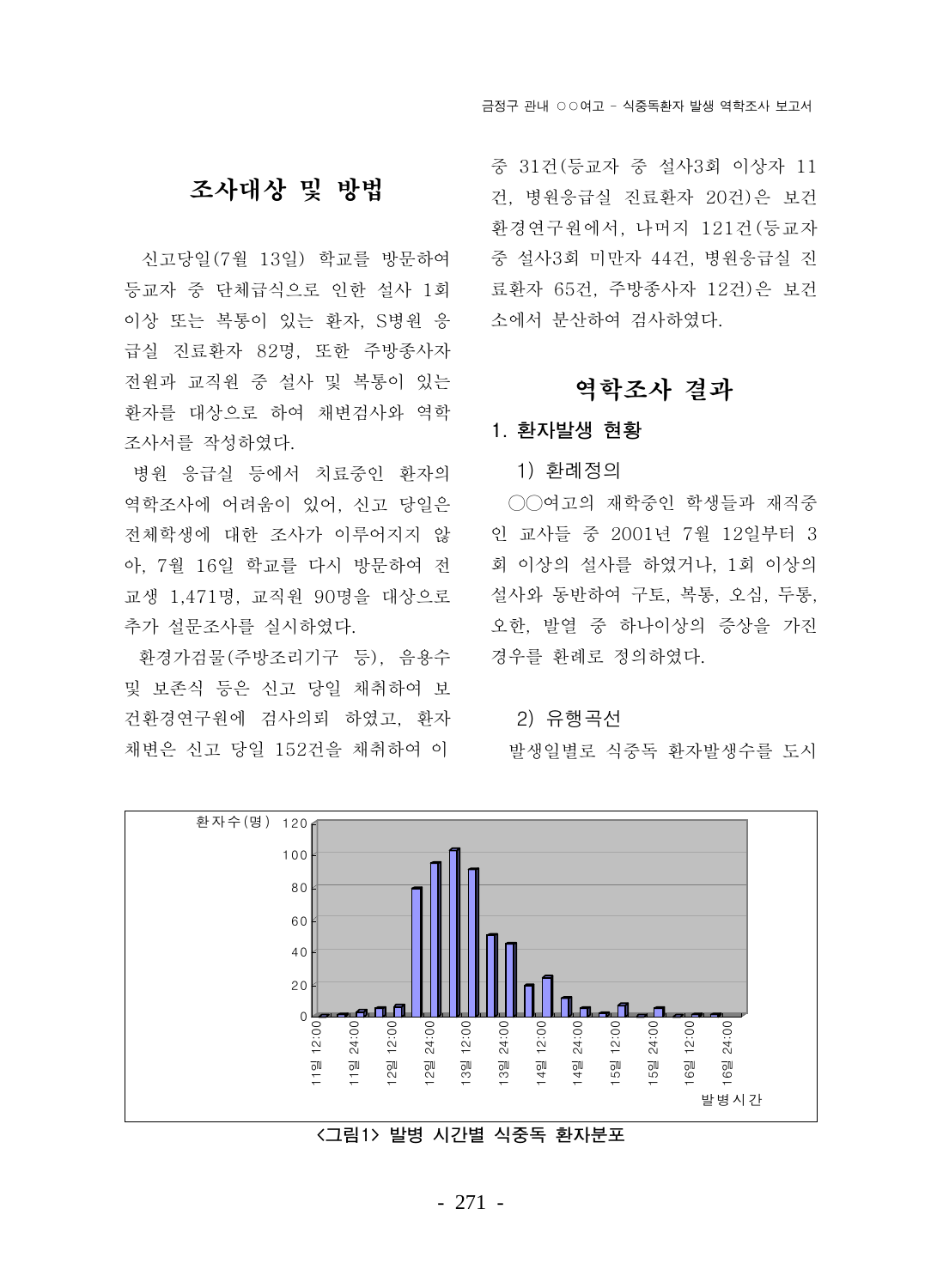## 조사대상 및 방법

신고당일(7월 13일) 학교를 방문하여 등교자 중 단체급식으로 인한 설사 1회 이상 또는 복통이 있는 환자, S병원 응급실 진료환자 82명, 또한 주방종사자 전원과 교직원 중 설사 및 복통이 있는 환자를 대상으로 하여 채변검사와 역학조사서를 작성하였다.

병원 응급실 등에서 치료중인 환자의 역학조사에 어려움이 있어, 신고 당일은 전체학생에 대한 조사가 이루어지지 않아, 7월 16일 학교를 다시 방문하여 전교생 1,471명, 교직원 90명을 대상으로 추가 설문조사를 실시하였다.

환경가검물(주방조리기구 등), 음용수 및 보존식 등은 신고 당일 채취하여 보건환경연구원에 검사의뢰 하였고, 환자 채변은 신고 당일 152건을 채취하여 이 중 31건(등교자 중 설사3회 이상자 11건, 병원응급실 진료환자 20건)은 보건환경연구원에서, 나머지 121건(등교자 중 설사3회 미만자 44건, 병원응급실 진료환자 65건, 주방종사자 12건)은 보건소에서 분산하여 검사하였다.

## 역학조사 결과

### 1. 환자발생 현황

#### 1) 환례정의

○○여고의 재학중인 학생들과 재직중인 교사들 중 2001년 7월 12일부터 3회 이상의 설사를 하였거나, 1회 이상의 설사와 동반하여 구토, 복통, 오심, 두통, 오한, 발열 중 하나이상의 증상을 가진 경우를 환례로 정의하였다.

#### 2) 유행곡선

발생일별로 식중독 환자발생수를 도시

<그림1> 발병 시간별 식중독 환자분포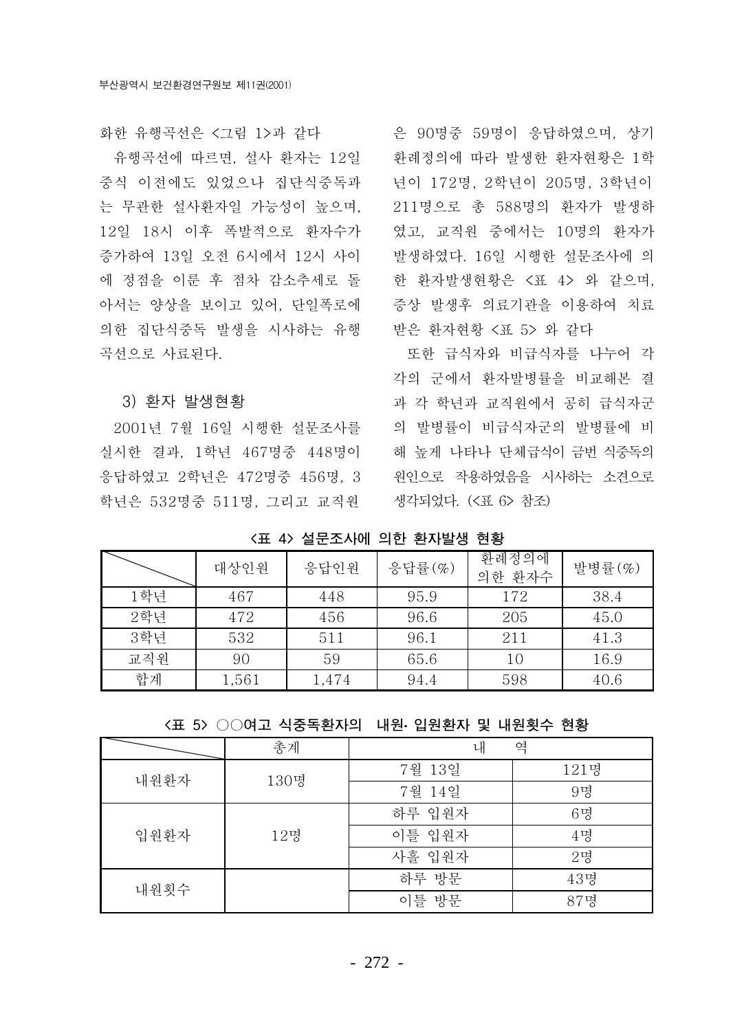화한 유행곡선은 <그림 1>과 같다

유행곡선에 따르면, 설사 환자는 12일 중식 이전에도 있었으나 집단식중독과는 무관한 설사환자일 가능성이 높으며, 12일 18시 이후 폭발적으로 환자수가 증가하여 13일 오전 6시에서 12시 사이에 정점을 이룬 후 점차 감소추세로 돌아서는 양상을 보이고 있어, 단일폭로에 의한 집단식중독 발생을 시사하는 유행곡선으로 사료된다.

### 3) 환자 발생현황

2001년 7월 16일 시행한 설문조사를 실시한 결과, 1학년 467명중 448명이 응답하였고 2학년은 472명중 456명, 3학년은 532명중 511명, 그리고 교직원은 90명중 59명이 응답하였으며, 상기 환례정의에 따라 발생한 환자현황은 1학년이 172명, 2학년이 205명, 3학년이 211명으로 총 588명의 환자가 발생하였고, 교직원 중에서는 10명의 환자가 발생하였다. 16일 시행한 설문조사에 의한 환자발생현황은 <표 4> 와 같으며, 증상 발생후 의료기관을 이용하여 치료받은 환자현황 <표 5> 와 같다

또한 급식자와 비급식자를 나누어 각각의 군에서 환자발병률을 비교해본 결과 각 학년과 교직원에서 공히 급식자군의 발병률이 비급식자군의 발병률에 비해 높게 나타나 단체급식이 금번 식중독의 원인으로 작용하였음을 시사하는 소견으로 생각되었다. (<표 6> 참조)

**<표 4> 설문조사에 의한 환자발생 현황**

| | 대상인원 | 응답인원 | 응답률(%) | 환례정의에 의한 환자수 | 발병률(%) |
|---|---|---|---|---|---|
| 1학년 | 467 | 448 | 95.9 | 172 | 38.4 |
| 2학년 | 472 | 456 | 96.6 | 205 | 45.0 |
| 3학년 | 532 | 511 | 96.1 | 211 | 41.3 |
| 교직원 | 90 | 59 | 65.6 | 10 | 16.9 |
| 합계 | 1,561 | 1,474 | 94.4 | 598 | 40.6 |

**<표 5> ○○여고 식중독환자의 내원·입원환자 및 내원횟수 현황**

| | 총계 | 내 역 | |
|---|---|---|---|
| 내원환자 | 130명 | 7월 13일 | 121명 |
| | | 7월 14일 | 9명 |
| 입원환자 | 12명 | 하루 입원자 | 6명 |
| | | 이틀 입원자 | 4명 |
| | | 사흘 입원자 | 2명 |
| 내원횟수 | | 하루 방문 | 43명 |
| | | 이틀 방문 | 87명 |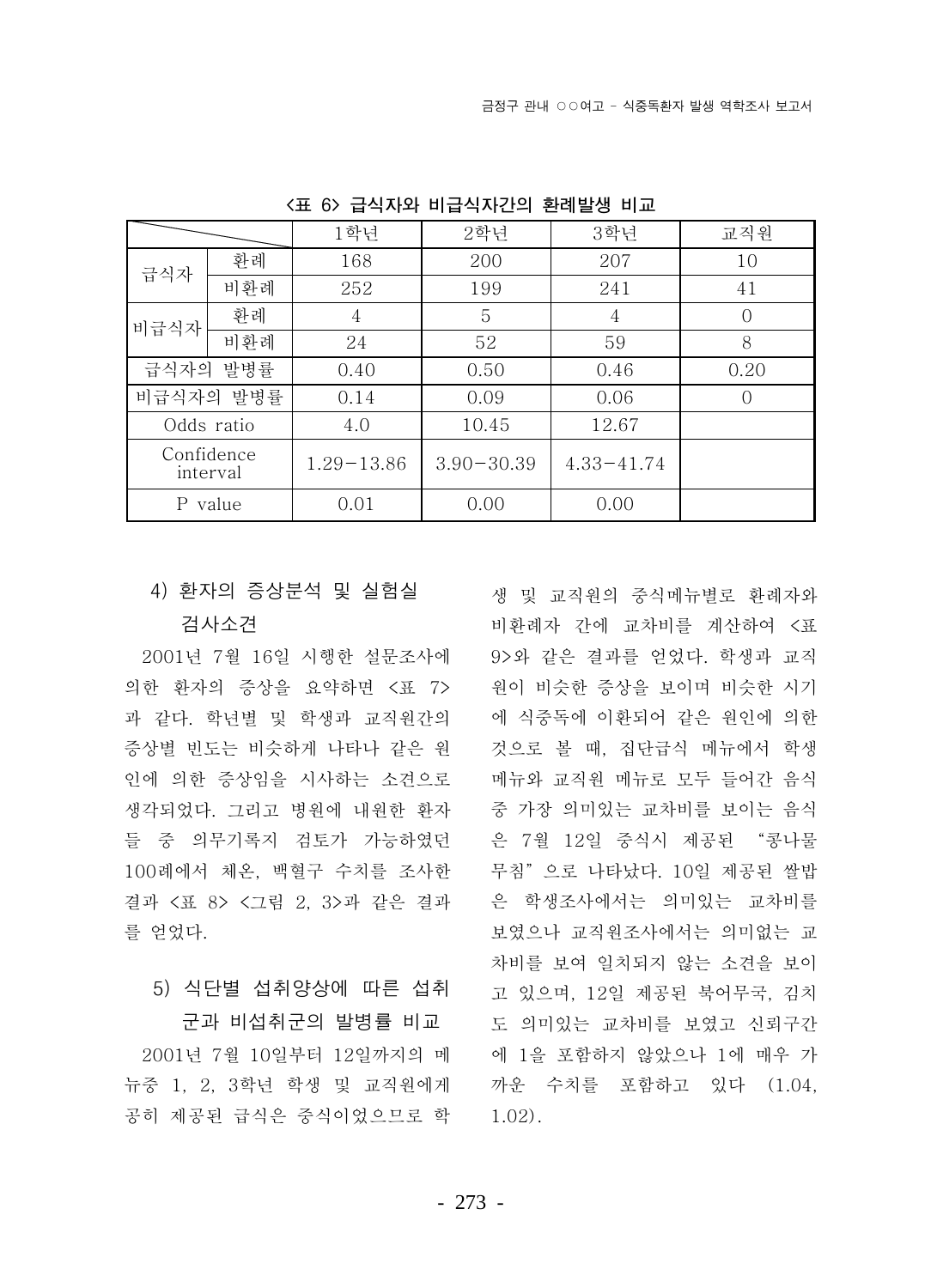**<표 6> 급식자와 비급식자간의 환례발생 비교**

| | | 1학년 | 2학년 | 3학년 | 교직원 |
|---|---|---|---|---|---|
| 급식자 | 환례 | 168 | 200 | 207 | 10 |
| | 비환례 | 252 | 199 | 241 | 41 |
| 비급식자 | 환례 | 4 | 5 | 4 | 0 |
| | 비환례 | 24 | 52 | 59 | 8 |
| 급식자의 발병률 | | 0.40 | 0.50 | 0.46 | 0.20 |
| 비급식자의 발병률 | | 0.14 | 0.09 | 0.06 | 0 |
| Odds ratio | | 4.0 | 10.45 | 12.67 | |
| Confidence interval | | 1.29－13.86 | 3.90－30.39 | 4.33－41.74 | |
| P value | | 0.01 | 0.00 | 0.00 | |

#### 4) 환자의 증상분석 및 실험실 검사소견

2001년 7월 16일 시행한 설문조사에 의한 환자의 증상을 요약하면 <표 7>과 같다. 학년별 및 학생과 교직원간의 증상별 빈도는 비슷하게 나타나 같은 원인에 의한 증상임을 시사하는 소견으로 생각되었다. 그리고 병원에 내원한 환자들 중 의무기록지 검토가 가능하였던 100례에서 체온, 백혈구 수치를 조사한 결과 <표 8> <그림 2, 3>과 같은 결과를 얻었다.

#### 5) 식단별 섭취양상에 따른 섭취군과 비섭취군의 발병률 비교

2001년 7월 10일부터 12일까지의 메뉴중 1, 2, 3학년 학생 및 교직원에게 공히 제공된 급식은 중식이었으므로 학생 및 교직원의 중식메뉴별로 환례자와 비환례자 간에 교차비를 계산하여 <표 9>와 같은 결과를 얻었다. 학생과 교직원이 비슷한 증상을 보이며 비슷한 시기에 식중독에 이환되어 같은 원인에 의한 것으로 볼 때, 집단급식 메뉴에서 학생메뉴와 교직원 메뉴로 모두 들어간 음식 중 가장 의미있는 교차비를 보이는 음식은 7월 12일 중식시 제공된 "콩나물무침"으로 나타났다. 10일 제공된 쌀밥은 학생조사에서는 의미있는 교차비를 보였으나 교직원조사에서는 의미없는 교차비를 보여 일치되지 않는 소견을 보이고 있으며, 12일 제공된 북어무국, 김치도 의미있는 교차비를 보였고 신뢰구간에 1을 포함하지 않았으나 1에 매우 가까운 수치를 포함하고 있다 (1.04, 1.02).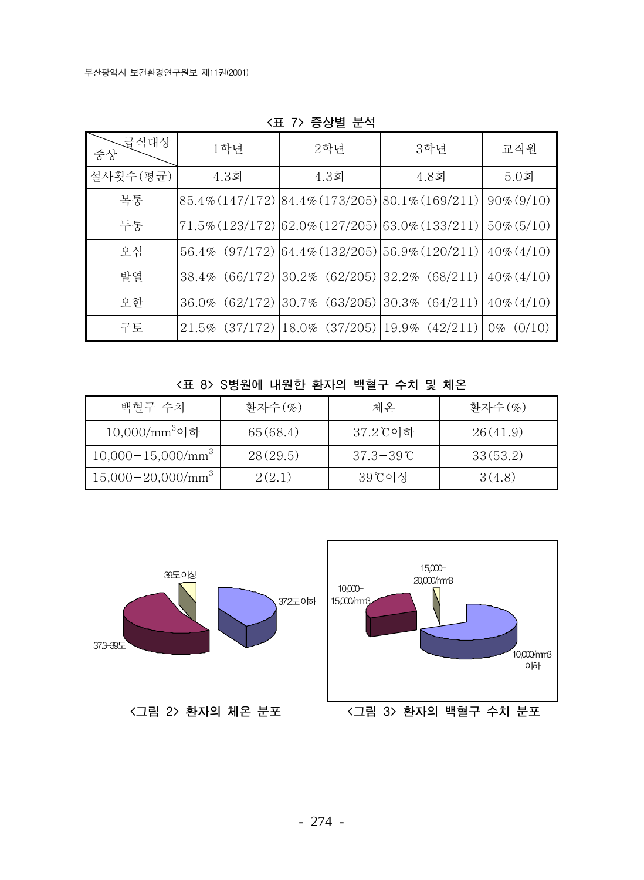<표 7> 증상별 분석

| 증상 \ 급식대상 | 1학년 | 2학년 | 3학년 | 교직원 |
|---|---|---|---|---|
| 설사횟수(평균) | 4.3회 | 4.3회 | 4.8회 | 5.0회 |
| 복통 | 85.4%(147/172) | 84.4%(173/205) | 80.1%(169/211) | 90%(9/10) |
| 두통 | 71.5%(123/172) | 62.0%(127/205) | 63.0%(133/211) | 50%(5/10) |
| 오심 | 56.4% (97/172) | 64.4%(132/205) | 56.9%(120/211) | 40%(4/10) |
| 발열 | 38.4% (66/172) | 30.2% (62/205) | 32.2% (68/211) | 40%(4/10) |
| 오한 | 36.0% (62/172) | 30.7% (63/205) | 30.3% (64/211) | 40%(4/10) |
| 구토 | 21.5% (37/172) | 18.0% (37/205) | 19.9% (42/211) | 0% (0/10) |

<표 8> S병원에 내원한 환자의 백혈구 수치 및 체온

| 백혈구 수치 | 환자수(%) | 체온 | 환자수(%) |
|---|---|---|---|
| $10,000/mm^3$이하 | 65(68.4) | 37.2℃이하 | 26(41.9) |
| $10,000-15,000/mm^3$ | 28(29.5) | 37.3−39℃ | 33(53.2) |
| $15,000-20,000/mm^3$ | 2(2.1) | 39℃이상 | 3(4.8) |

<그림 2> 환자의 체온 분포

<그림 3> 환자의 백혈구 수치 분포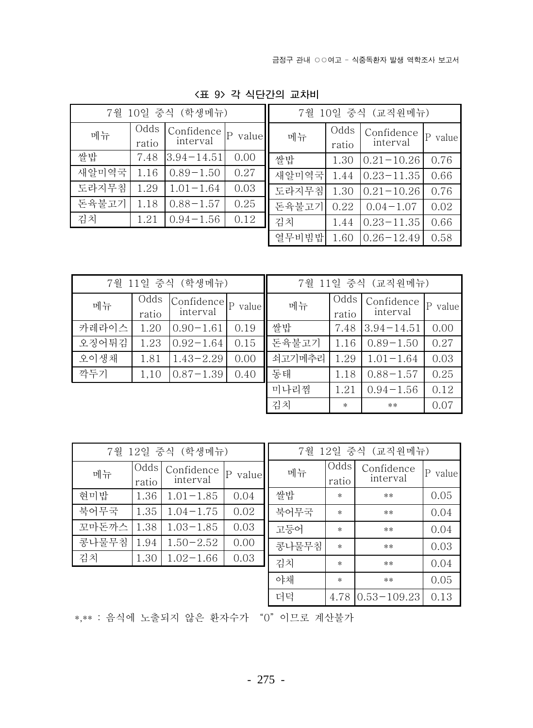**<표 9> 각 식단간의 교차비**

| 7월 10일 중식 (학생메뉴) | | | |
|---|---|---|---|
| 메뉴 | Odds ratio | Confidence interval | P value |
| 쌀밥 | 7.48 | 3.94−14.51 | 0.00 |
| 새알미역국 | 1.16 | 0.89−1.50 | 0.27 |
| 도라지무침 | 1.29 | 1.01−1.64 | 0.03 |
| 돈육불고기 | 1.18 | 0.88−1.57 | 0.25 |
| 김치 | 1.21 | 0.94−1.56 | 0.12 |

| 7월 10일 중식 (교직원메뉴) | | | |
|---|---|---|---|
| 메뉴 | Odds ratio | Confidence interval | P value |
| 쌀밥 | 1.30 | 0.21−10.26 | 0.76 |
| 새알미역국 | 1.44 | 0.23−11.35 | 0.66 |
| 도라지무침 | 1.30 | 0.21−10.26 | 0.76 |
| 돈육불고기 | 0.22 | 0.04−1.07 | 0.02 |
| 김치 | 1.44 | 0.23−11.35 | 0.66 |
| 열무비빔밥 | 1.60 | 0.26−12.49 | 0.58 |

| 7월 11일 중식 (학생메뉴) | | | |
|---|---|---|---|
| 메뉴 | Odds ratio | Confidence interval | P value |
| 카레라이스 | 1.20 | 0.90−1.61 | 0.19 |
| 오징어튀김 | 1.23 | 0.92−1.64 | 0.15 |
| 오이생채 | 1.81 | 1.43−2.29 | 0.00 |
| 깍두기 | 1,10 | 0.87−1.39 | 0.40 |

| 7월 11일 중식 (교직원메뉴) | | | |
|---|---|---|---|
| 메뉴 | Odds ratio | Confidence interval | P value |
| 쌀밥 | 7.48 | 3.94−14.51 | 0.00 |
| 돈육불고기 | 1.16 | 0.89−1.50 | 0.27 |
| 쇠고기메추리 | 1.29 | 1.01−1.64 | 0.03 |
| 동태 | 1.18 | 0.88−1.57 | 0.25 |
| 미나리찜 | 1.21 | 0.94−1.56 | 0.12 |
| 김치 | * | ** | 0.07 |

| 7월 12일 중식 (학생메뉴) | | | |
|---|---|---|---|
| 메뉴 | Odds ratio | Confidence interval | P value |
| 현미밥 | 1.36 | 1.01−1.85 | 0.04 |
| 북어무국 | 1.35 | 1.04−1.75 | 0.02 |
| 꼬마돈까스 | 1.38 | 1.03−1.85 | 0.03 |
| 콩나물무침 | 1.94 | 1.50−2.52 | 0.00 |
| 김치 | 1.30 | 1.02−1.66 | 0.03 |

| 7월 12일 중식 (교직원메뉴) | | | |
|---|---|---|---|
| 메뉴 | Odds ratio | Confidence interval | P value |
| 쌀밥 | * | ** | 0.05 |
| 북어무국 | * | ** | 0.04 |
| 고등어 | * | ** | 0.04 |
| 콩나물무침 | * | ** | 0.03 |
| 김치 | * | ** | 0.04 |
| 야채 | * | ** | 0.05 |
| 더덕 | 4.78 | 0.53−109.23 | 0.13 |

*,** : 음식에 노출되지 않은 환자수가 "0"이므로 계산불가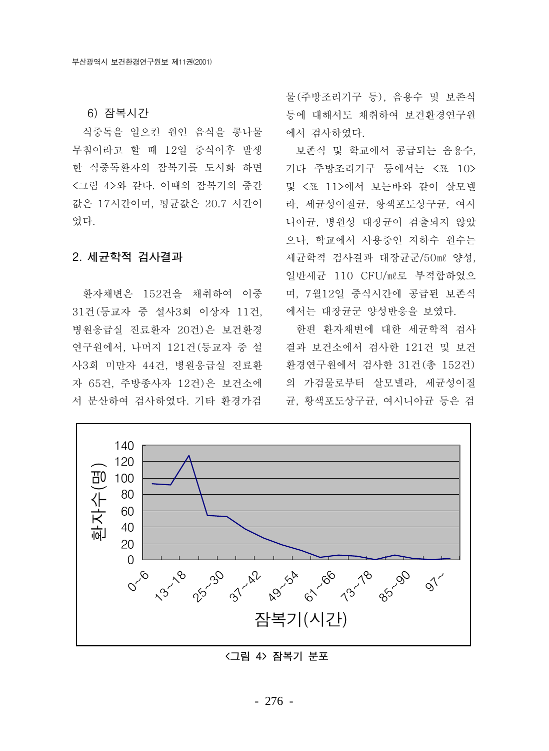### 6) 잠복시간

식중독을 일으킨 원인 음식을 콩나물 무침이라고 할 때 12일 중식이후 발생한 식중독환자의 잠복기를 도시화 하면 <그림 4>와 같다. 이때의 잠복기의 중간값은 17시간이며, 평균값은 20.7 시간이었다.

## 2. 세균학적 검사결과

환자채변은 152건을 채취하여 이중 31건(등교자 중 설사3회 이상자 11건, 병원응급실 진료환자 20건)은 보건환경연구원에서, 나머지 121건(등교자 중 설사3회 미만자 44건, 병원응급실 진료환자 65건, 주방종사자 12건)은 보건소에서 분산하여 검사하였다. 기타 환경가검물(주방조리기구 등), 음용수 및 보존식 등에 대해서도 채취하여 보건환경연구원에서 검사하였다.

보존식 및 학교에서 공급되는 음용수, 기타 주방조리기구 등에서는 <표 10> 및 <표 11>에서 보는바와 같이 살모넬라, 세균성이질균, 황색포도상구균, 여시니아균, 병원성 대장균이 검출되지 않았으나, 학교에서 사용중인 지하수 원수는 세균학적 검사결과 대장균군/50㎖ 양성, 일반세균 110 CFU/㎖로 부적합하였으며, 7월12일 중식시간에 공급된 보존식에서는 대장균군 양성반응을 보였다.

한편 환자채변에 대한 세균학적 검사결과 보건소에서 검사한 121건 및 보건환경연구원에서 검사한 31건(총 152건)의 가검물로부터 살모넬라, 세균성이질균, 황색포도상구균, 여시니아균 등은 검

<그림 4> 잠복기 분포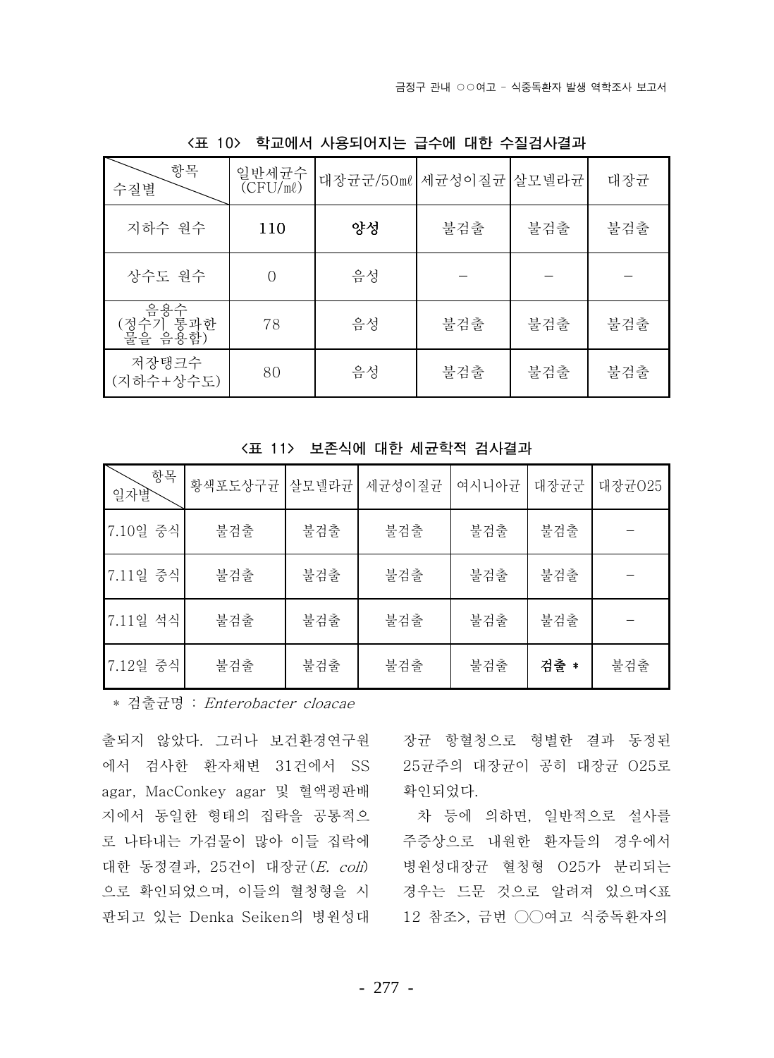**<표 10> 학교에서 사용되어지는 급수에 대한 수질검사결과**

| 항목 / 수질별 | 일반세균수 (CFU/mℓ) | 대장균군/50mℓ | 세균성이질균 | 살모넬라균 | 대장균 |
|---|---|---|---|---|---|
| 지하수 원수 | **110** | **양성** | 불검출 | 불검출 | 불검출 |
| 상수도 원수 | 0 | 음성 | – | – | – |
| 음용수 (정수기 통과한 물을 음용함) | 78 | 음성 | 불검출 | 불검출 | 불검출 |
| 저장탱크수 (지하수+상수도) | 80 | 음성 | 불검출 | 불검출 | 불검출 |

**<표 11> 보존식에 대한 세균학적 검사결과**

| 항목 / 일자별 | 황색포도상구균 | 살모넬라균 | 세균성이질균 | 여시니아균 | 대장균군 | 대장균O25 |
|---|---|---|---|---|---|---|
| 7.10일 중식 | 불검출 | 불검출 | 불검출 | 불검출 | 불검출 | – |
| 7.11일 중식 | 불검출 | 불검출 | 불검출 | 불검출 | 불검출 | – |
| 7.11일 석식 | 불검출 | 불검출 | 불검출 | 불검출 | 불검출 | – |
| 7.12일 중식 | 불검출 | 불검출 | 불검출 | 불검출 | **검출** * | 불검출 |

* 검출균명 : *Enterobacter cloacae*

출되지 않았다. 그러나 보건환경연구원에서 검사한 환자채변 31건에서 SS agar, MacConkey agar 및 혈액평판배지에서 동일한 형태의 집락을 공통적으로 나타내는 가검물이 많아 이들 집락에 대한 동정결과, 25건이 대장균(*E. coli*)으로 확인되었으며, 이들의 혈청형을 시판되고 있는 Denka Seiken의 병원성대장균 항혈청으로 형별한 결과 동정된 25균주의 대장균이 공히 대장균 O25로 확인되었다.

차 등에 의하면, 일반적으로 설사를 주증상으로 내원한 환자들의 경우에서 병원성대장균 혈청형 O25가 분리되는 경우는 드문 것으로 알려져 있으며<표 12 참조>, 금번 ○○여고 식중독환자의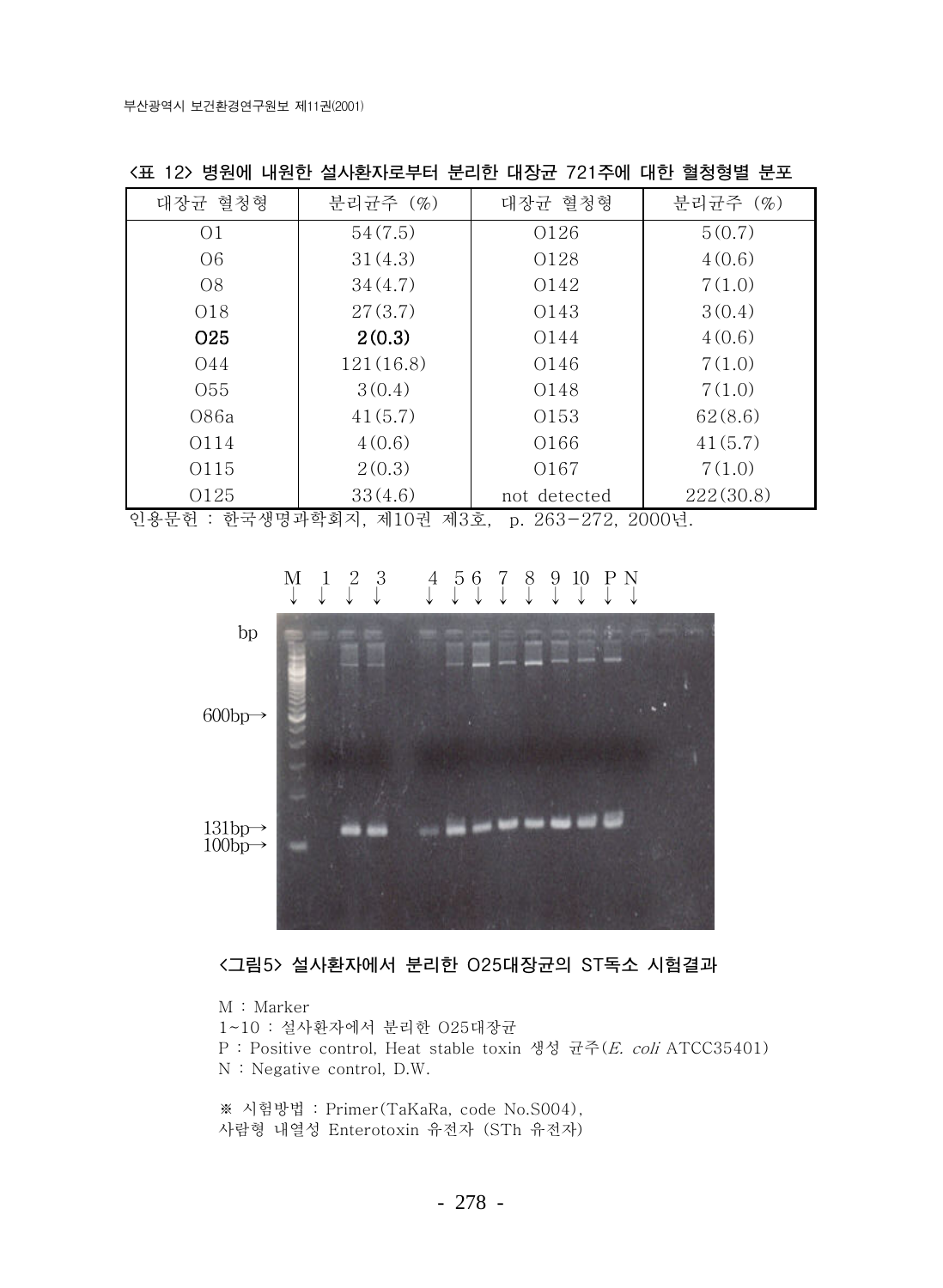<표 12> 병원에 내원한 설사환자로부터 분리한 대장균 721주에 대한 혈청형별 분포

| 대장균 혈청형 | 분리균주 (%) | 대장균 혈청형 | 분리균주 (%) |
|---|---|---|---|
| O1 | 54(7.5) | O126 | 5(0.7) |
| O6 | 31(4.3) | O128 | 4(0.6) |
| O8 | 34(4.7) | O142 | 7(1.0) |
| O18 | 27(3.7) | O143 | 3(0.4) |
| **O25** | **2(0.3)** | O144 | 4(0.6) |
| O44 | 121(16.8) | O146 | 7(1.0) |
| O55 | 3(0.4) | O148 | 7(1.0) |
| O86a | 41(5.7) | O153 | 62(8.6) |
| O114 | 4(0.6) | O166 | 41(5.7) |
| O115 | 2(0.3) | O167 | 7(1.0) |
| O125 | 33(4.6) | not detected | 222(30.8) |

인용문헌 : 한국생명과학회지, 제10권 제3호, p. 263-272, 2000년.

**<그림5> 설사환자에서 분리한 O25대장균의 ST독소 시험결과**

M : Marker
1~10 : 설사환자에서 분리한 O25대장균
P : Positive control, Heat stable toxin 생성 균주(*E. coli* ATCC35401)
N : Negative control, D.W.

※ 시험방법 : Primer(TaKaRa, code No.S004),
사람형 내열성 Enterotoxin 유전자 (STh 유전자)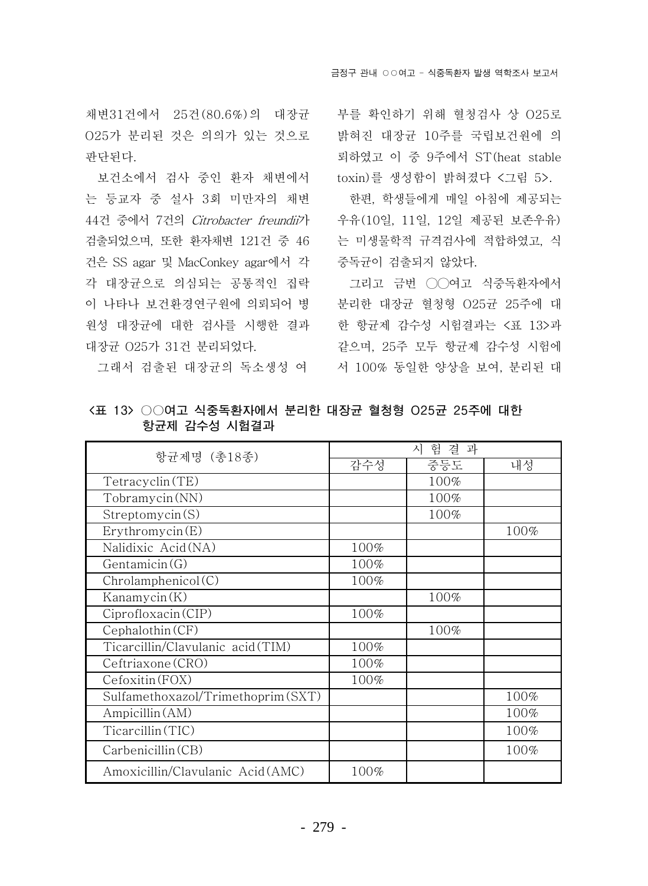채변31건에서 25건(80.6%)의 대장균 O25가 분리된 것은 의의가 있는 것으로 판단된다.

보건소에서 검사 중인 환자 채변에서는 등교자 중 설사 3회 미만자의 채변 44건 중에서 7건의 *Citrobacter freundii*가 검출되었으며, 또한 환자채변 121건 중 46건은 SS agar 및 MacConkey agar에서 각각 대장균으로 의심되는 공통적인 집락이 나타나 보건환경연구원에 의뢰되어 병원성 대장균에 대한 검사를 시행한 결과 대장균 O25가 31건 분리되었다.

그래서 검출된 대장균의 독소생성 여부를 확인하기 위해 혈청검사 상 O25로 밝혀진 대장균 10주를 국립보건원에 의뢰하였고 이 중 9주에서 ST(heat stable toxin)를 생성함이 밝혀졌다 <그림 5>.

한편, 학생들에게 매일 아침에 제공되는 우유(10일, 11일, 12일 제공된 보존우유)는 미생물학적 규격검사에 적합하였고, 식중독균이 검출되지 않았다.

그리고 금번 ○○여고 식중독환자에서 분리한 대장균 혈청형 O25균 25주에 대한 항균제 감수성 시험결과는 <표 13>과 같으며, 25주 모두 항균제 감수성 시험에서 100% 동일한 양상을 보여, 분리된 대

**<표 13> ○○여고 식중독환자에서 분리한 대장균 혈청형 O25균 25주에 대한 항균제 감수성 시험결과**

| 항균제명 (총18종) | 시 험 결 과 | | |
|---|---|---|---|
| | 감수성 | 중등도 | 내성 |
| Tetracyclin(TE) | | 100% | |
| Tobramycin(NN) | | 100% | |
| Streptomycin(S) | | 100% | |
| Erythromycin(E) | | | 100% |
| Nalidixic Acid(NA) | 100% | | |
| Gentamicin(G) | 100% | | |
| Chrolamphenicol(C) | 100% | | |
| Kanamycin(K) | | 100% | |
| Ciprofloxacin(CIP) | 100% | | |
| Cephalothin(CF) | | 100% | |
| Ticarcillin/Clavulanic acid(TIM) | 100% | | |
| Ceftriaxone(CRO) | 100% | | |
| Cefoxitin(FOX) | 100% | | |
| Sulfamethoxazol/Trimethoprim(SXT) | | | 100% |
| Ampicillin(AM) | | | 100% |
| Ticarcillin(TIC) | | | 100% |
| Carbenicillin(CB) | | | 100% |
| Amoxicillin/Clavulanic Acid(AMC) | 100% | | |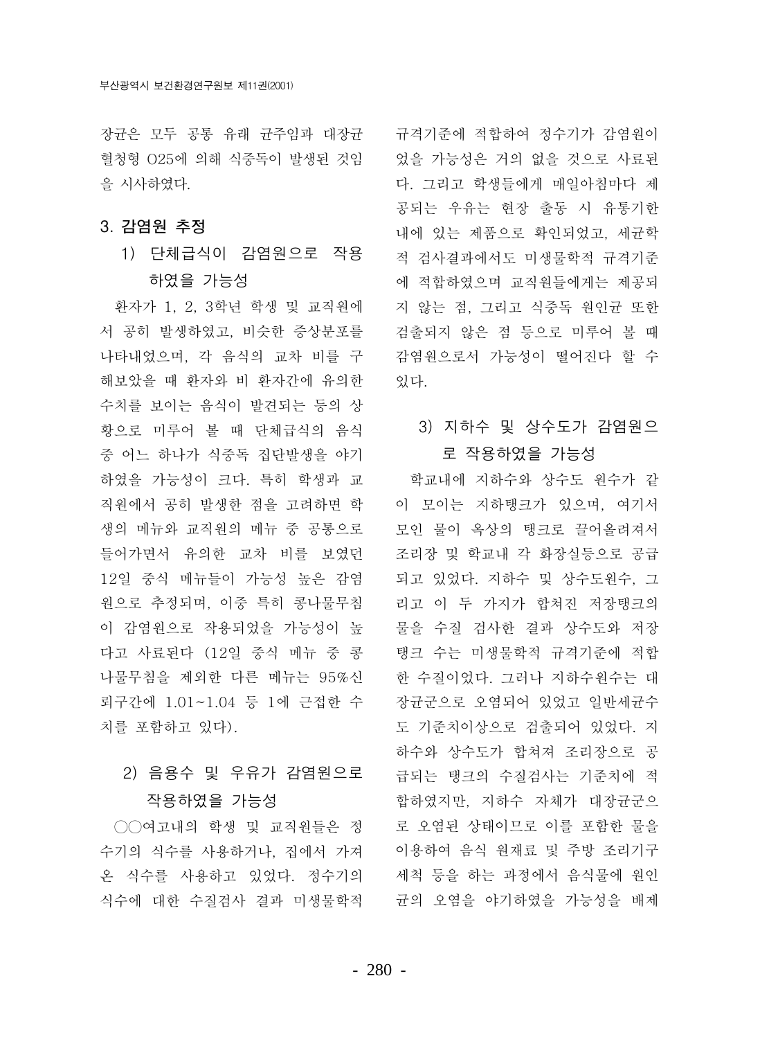장균은 모두 공통 유래 균주임과 대장균 혈청형 O25에 의해 식중독이 발생된 것임을 시사하였다.

## 3. 감염원 추정

### 1) 단체급식이 감염원으로 작용하였을 가능성

환자가 1, 2, 3학년 학생 및 교직원에서 공히 발생하였고, 비슷한 증상분포를 나타내었으며, 각 음식의 교차 비를 구해보았을 때 환자와 비 환자간에 유의한 수치를 보이는 음식이 발견되는 등의 상황으로 미루어 볼 때 단체급식의 음식 중 어느 하나가 식중독 집단발생을 야기하였을 가능성이 크다. 특히 학생과 교직원에서 공히 발생한 점을 고려하면 학생의 메뉴와 교직원의 메뉴 중 공통으로 들어가면서 유의한 교차 비를 보였던 12일 중식 메뉴들이 가능성 높은 감염원으로 추정되며, 이중 특히 콩나물무침이 감염원으로 작용되었을 가능성이 높다고 사료된다 (12일 중식 메뉴 중 콩나물무침을 제외한 다른 메뉴는 95%신뢰구간에 1.01~1.04 등 1에 근접한 수치를 포함하고 있다).

### 2) 음용수 및 우유가 감염원으로 작용하였을 가능성

○○여고내의 학생 및 교직원들은 정수기의 식수를 사용하거나, 집에서 가져온 식수를 사용하고 있었다. 정수기의 식수에 대한 수질검사 결과 미생물학적 규격기준에 적합하여 정수기가 감염원이었을 가능성은 거의 없을 것으로 사료된다. 그리고 학생들에게 매일아침마다 제공되는 우유는 현장 출동 시 유통기한 내에 있는 제품으로 확인되었고, 세균학적 검사결과에서도 미생물학적 규격기준에 적합하였으며 교직원들에게는 제공되지 않는 점, 그리고 식중독 원인균 또한 검출되지 않은 점 등으로 미루어 볼 때 감염원으로서 가능성이 떨어진다 할 수 있다.

### 3) 지하수 및 상수도가 감염원으로 작용하였을 가능성

학교내에 지하수와 상수도 원수가 같이 모이는 지하탱크가 있으며, 여기서 모인 물이 옥상의 탱크로 끌어올려져서 조리장 및 학교내 각 화장실등으로 공급되고 있었다. 지하수 및 상수도원수, 그리고 이 두 가지가 합쳐진 저장탱크의 물을 수질 검사한 결과 상수도와 저장탱크 수는 미생물학적 규격기준에 적합한 수질이었다. 그러나 지하수원수는 대장균군으로 오염되어 있었고 일반세균수도 기준치이상으로 검출되어 있었다. 지하수와 상수도가 합쳐져 조리장으로 공급되는 탱크의 수질검사는 기준치에 적합하였지만, 지하수 자체가 대장균군으로 오염된 상태이므로 이를 포함한 물을 이용하여 음식 원재료 및 주방 조리기구 세척 등을 하는 과정에서 음식물에 원인균의 오염을 야기하였을 가능성을 배제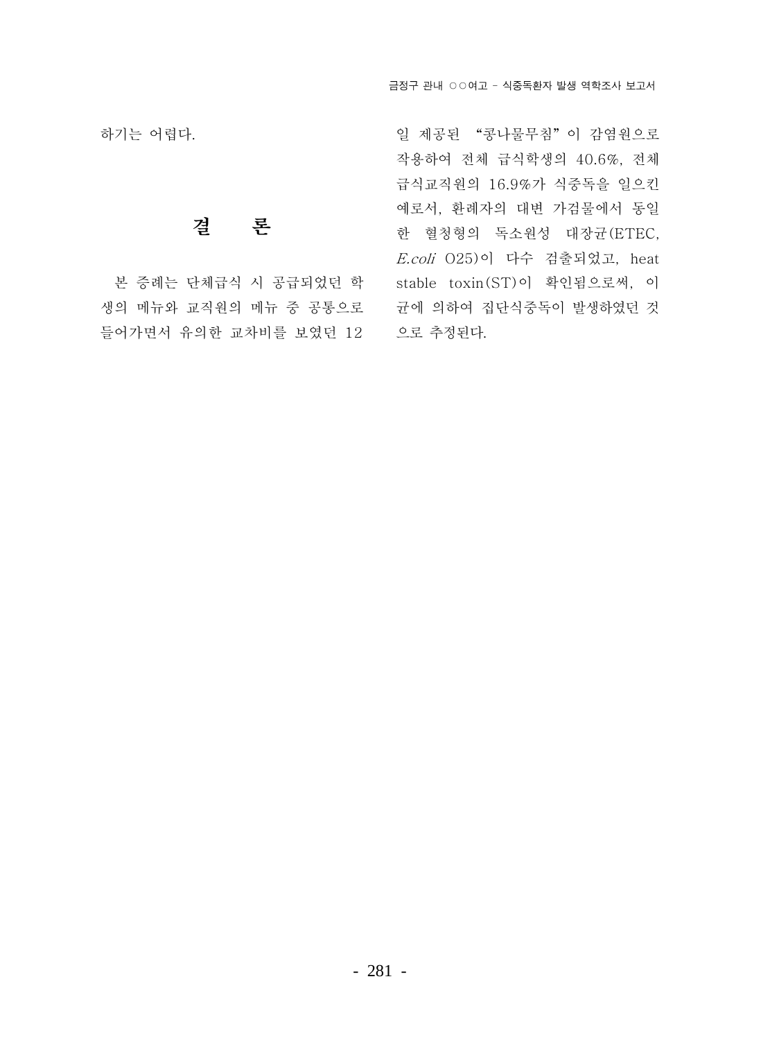하기는 어렵다.

## 결 론

본 증례는 단체급식 시 공급되었던 학생의 메뉴와 교직원의 메뉴 중 공통으로 들어가면서 유의한 교차비를 보였던 12일 제공된 "콩나물무침"이 감염원으로 작용하여 전체 급식학생의 40.6%, 전체 급식교직원의 16.9%가 식중독을 일으킨 예로서, 환례자의 대변 가검물에서 동일한 혈청형의 독소원성 대장균(ETEC, *E.coli* O25)이 다수 검출되었고, heat stable toxin(ST)이 확인됨으로써, 이 균에 의하여 집단식중독이 발생하였던 것으로 추정된다.